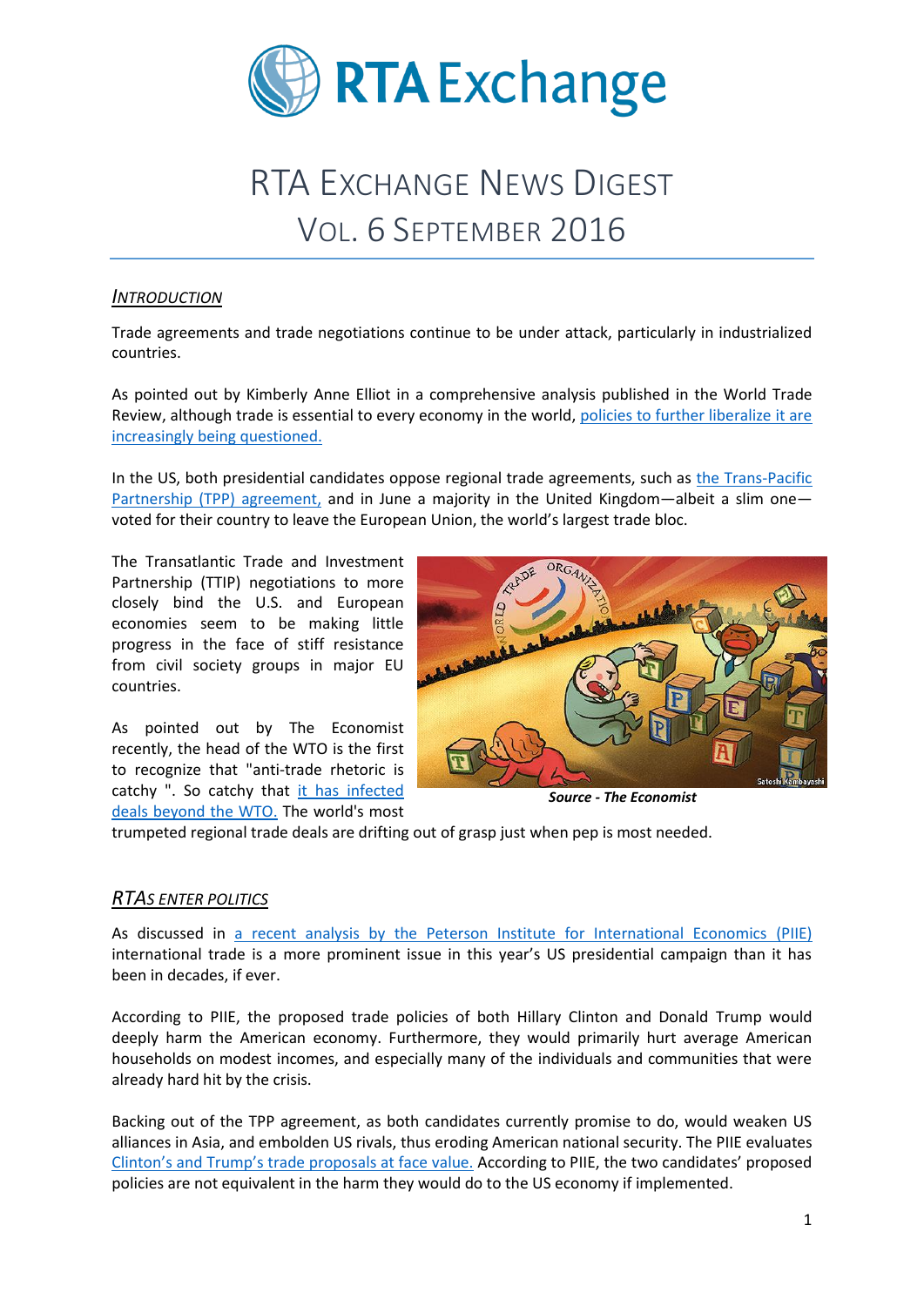# RTA Exchange

# RTA Exchange News Digest
## Vol. 6 September 2016

### *Introduction*

Trade agreements and trade negotiations continue to be under attack, particularly in industrialized countries.

As pointed out by Kimberly Anne Elliot in a comprehensive analysis published in the World Trade Review, although trade is essential to every economy in the world, policies to further liberalize it are increasingly being questioned.

In the US, both presidential candidates oppose regional trade agreements, such as the Trans-Pacific Partnership (TPP) agreement, and in June a majority in the United Kingdom—albeit a slim one—voted for their country to leave the European Union, the world's largest trade bloc.

The Transatlantic Trade and Investment Partnership (TTIP) negotiations to more closely bind the U.S. and European economies seem to be making little progress in the face of stiff resistance from civil society groups in major EU countries.

***Source - The Economist***

As pointed out by The Economist recently, the head of the WTO is the first to recognize that "anti-trade rhetoric is catchy ". So catchy that it has infected deals beyond the WTO. The world's most trumpeted regional trade deals are drifting out of grasp just when pep is most needed.

### *RTAs Enter Politics*

As discussed in a recent analysis by the Peterson Institute for International Economics (PIIE) international trade is a more prominent issue in this year's US presidential campaign than it has been in decades, if ever.

According to PIIE, the proposed trade policies of both Hillary Clinton and Donald Trump would deeply harm the American economy. Furthermore, they would primarily hurt average American households on modest incomes, and especially many of the individuals and communities that were already hard hit by the crisis.

Backing out of the TPP agreement, as both candidates currently promise to do, would weaken US alliances in Asia, and embolden US rivals, thus eroding American national security. The PIIE evaluates Clinton's and Trump's trade proposals at face value. According to PIIE, the two candidates' proposed policies are not equivalent in the harm they would do to the US economy if implemented.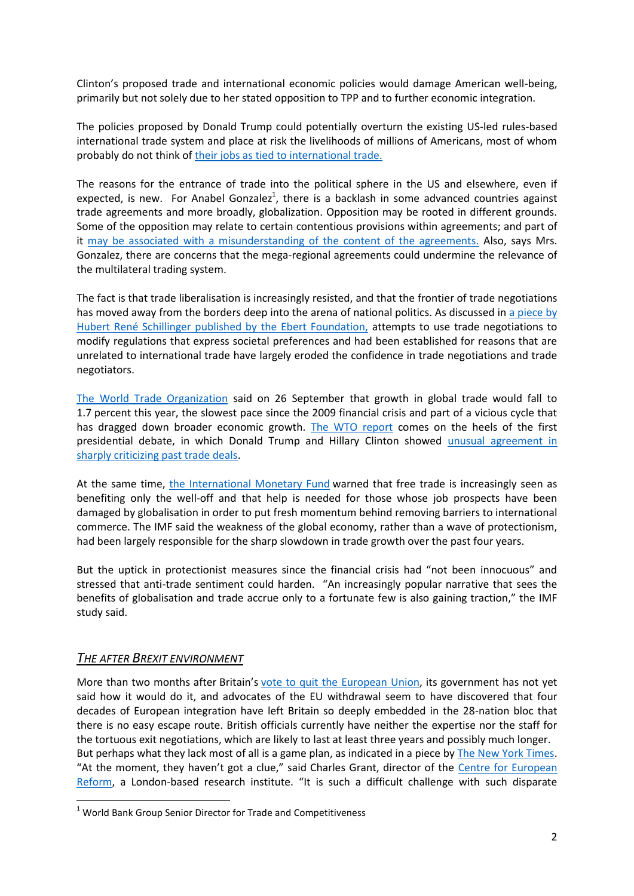Clinton's proposed trade and international economic policies would damage American well-being, primarily but not solely due to her stated opposition to TPP and to further economic integration.

The policies proposed by Donald Trump could potentially overturn the existing US-led rules-based international trade system and place at risk the livelihoods of millions of Americans, most of whom probably do not think of their jobs as tied to international trade.

The reasons for the entrance of trade into the political sphere in the US and elsewhere, even if expected, is new. For Anabel Gonzalez[1], there is a backlash in some advanced countries against trade agreements and more broadly, globalization. Opposition may be rooted in different grounds. Some of the opposition may relate to certain contentious provisions within agreements; and part of it may be associated with a misunderstanding of the content of the agreements. Also, says Mrs. Gonzalez, there are concerns that the mega-regional agreements could undermine the relevance of the multilateral trading system.

The fact is that trade liberalisation is increasingly resisted, and that the frontier of trade negotiations has moved away from the borders deep into the arena of national politics. As discussed in a piece by Hubert René Schillinger published by the Ebert Foundation, attempts to use trade negotiations to modify regulations that express societal preferences and had been established for reasons that are unrelated to international trade have largely eroded the confidence in trade negotiations and trade negotiators.

The World Trade Organization said on 26 September that growth in global trade would fall to 1.7 percent this year, the slowest pace since the 2009 financial crisis and part of a vicious cycle that has dragged down broader economic growth. The WTO report comes on the heels of the first presidential debate, in which Donald Trump and Hillary Clinton showed unusual agreement in sharply criticizing past trade deals.

At the same time, the International Monetary Fund warned that free trade is increasingly seen as benefiting only the well-off and that help is needed for those whose job prospects have been damaged by globalisation in order to put fresh momentum behind removing barriers to international commerce. The IMF said the weakness of the global economy, rather than a wave of protectionism, had been largely responsible for the sharp slowdown in trade growth over the past four years.

But the uptick in protectionist measures since the financial crisis had "not been innocuous" and stressed that anti-trade sentiment could harden. "An increasingly popular narrative that sees the benefits of globalisation and trade accrue only to a fortunate few is also gaining traction," the IMF study said.

## *The After Brexit Environment*

More than two months after Britain's vote to quit the European Union, its government has not yet said how it would do it, and advocates of the EU withdrawal seem to have discovered that four decades of European integration have left Britain so deeply embedded in the 28-nation bloc that there is no easy escape route. British officials currently have neither the expertise nor the staff for the tortuous exit negotiations, which are likely to last at least three years and possibly much longer. But perhaps what they lack most of all is a game plan, as indicated in a piece by The New York Times. "At the moment, they haven't got a clue," said Charles Grant, director of the Centre for European Reform, a London-based research institute. "It is such a difficult challenge with such disparate

[1] World Bank Group Senior Director for Trade and Competitiveness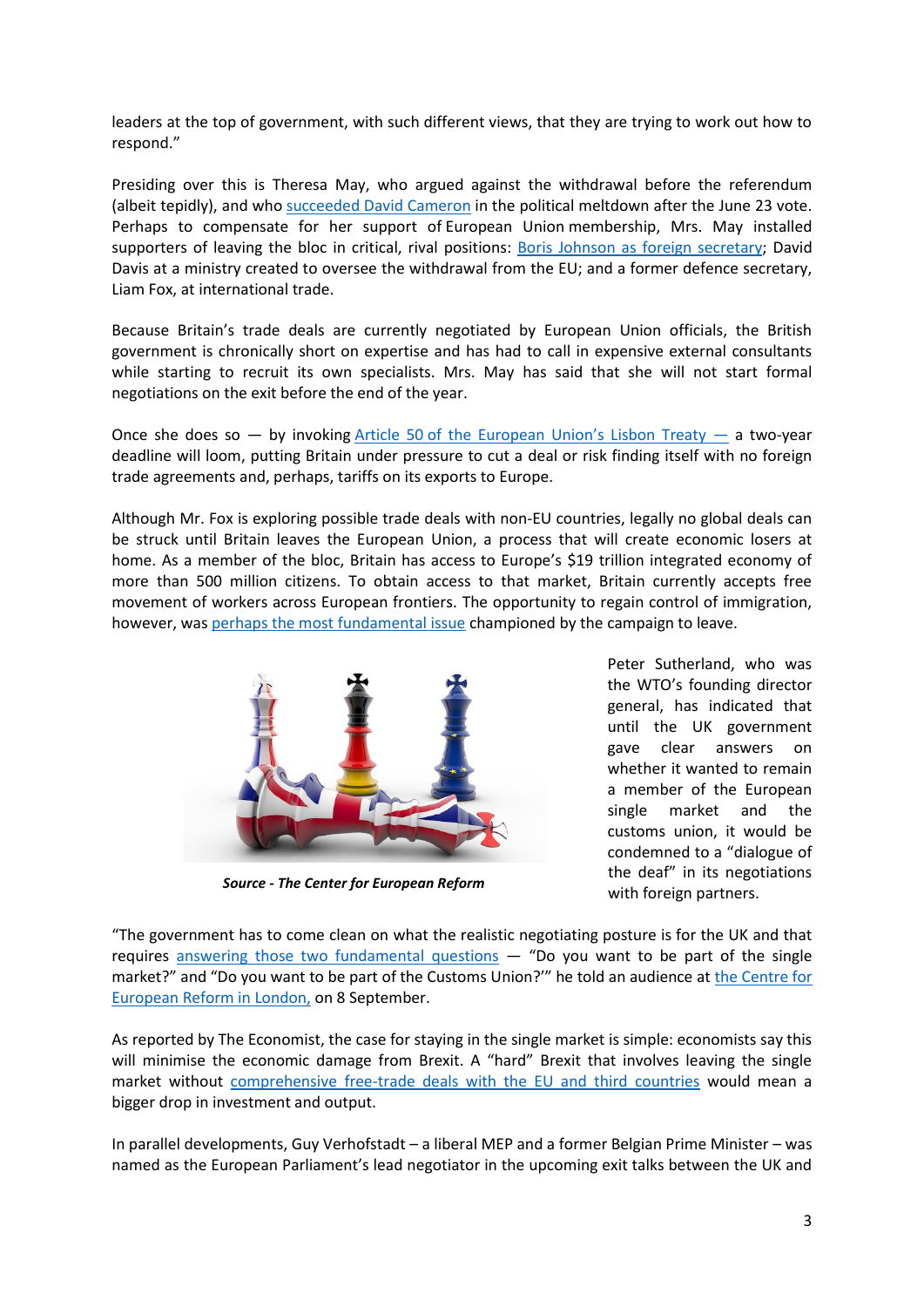leaders at the top of government, with such different views, that they are trying to work out how to respond."

Presiding over this is Theresa May, who argued against the withdrawal before the referendum (albeit tepidly), and who succeeded David Cameron in the political meltdown after the June 23 vote. Perhaps to compensate for her support of European Union membership, Mrs. May installed supporters of leaving the bloc in critical, rival positions: Boris Johnson as foreign secretary; David Davis at a ministry created to oversee the withdrawal from the EU; and a former defence secretary, Liam Fox, at international trade.

Because Britain's trade deals are currently negotiated by European Union officials, the British government is chronically short on expertise and has had to call in expensive external consultants while starting to recruit its own specialists. Mrs. May has said that she will not start formal negotiations on the exit before the end of the year.

Once she does so — by invoking Article 50 of the European Union's Lisbon Treaty — a two-year deadline will loom, putting Britain under pressure to cut a deal or risk finding itself with no foreign trade agreements and, perhaps, tariffs on its exports to Europe.

Although Mr. Fox is exploring possible trade deals with non-EU countries, legally no global deals can be struck until Britain leaves the European Union, a process that will create economic losers at home. As a member of the bloc, Britain has access to Europe's $19 trillion integrated economy of more than 500 million citizens. To obtain access to that market, Britain currently accepts free movement of workers across European frontiers. The opportunity to regain control of immigration, however, was perhaps the most fundamental issue championed by the campaign to leave.

***Source - The Center for European Reform***

Peter Sutherland, who was the WTO's founding director general, has indicated that until the UK government gave clear answers on whether it wanted to remain a member of the European single market and the customs union, it would be condemned to a "dialogue of the deaf" in its negotiations with foreign partners.

"The government has to come clean on what the realistic negotiating posture is for the UK and that requires answering those two fundamental questions — "Do you want to be part of the single market?" and "Do you want to be part of the Customs Union?'" he told an audience at the Centre for European Reform in London, on 8 September.

As reported by The Economist, the case for staying in the single market is simple: economists say this will minimise the economic damage from Brexit. A "hard" Brexit that involves leaving the single market without comprehensive free-trade deals with the EU and third countries would mean a bigger drop in investment and output.

In parallel developments, Guy Verhofstadt – a liberal MEP and a former Belgian Prime Minister – was named as the European Parliament's lead negotiator in the upcoming exit talks between the UK and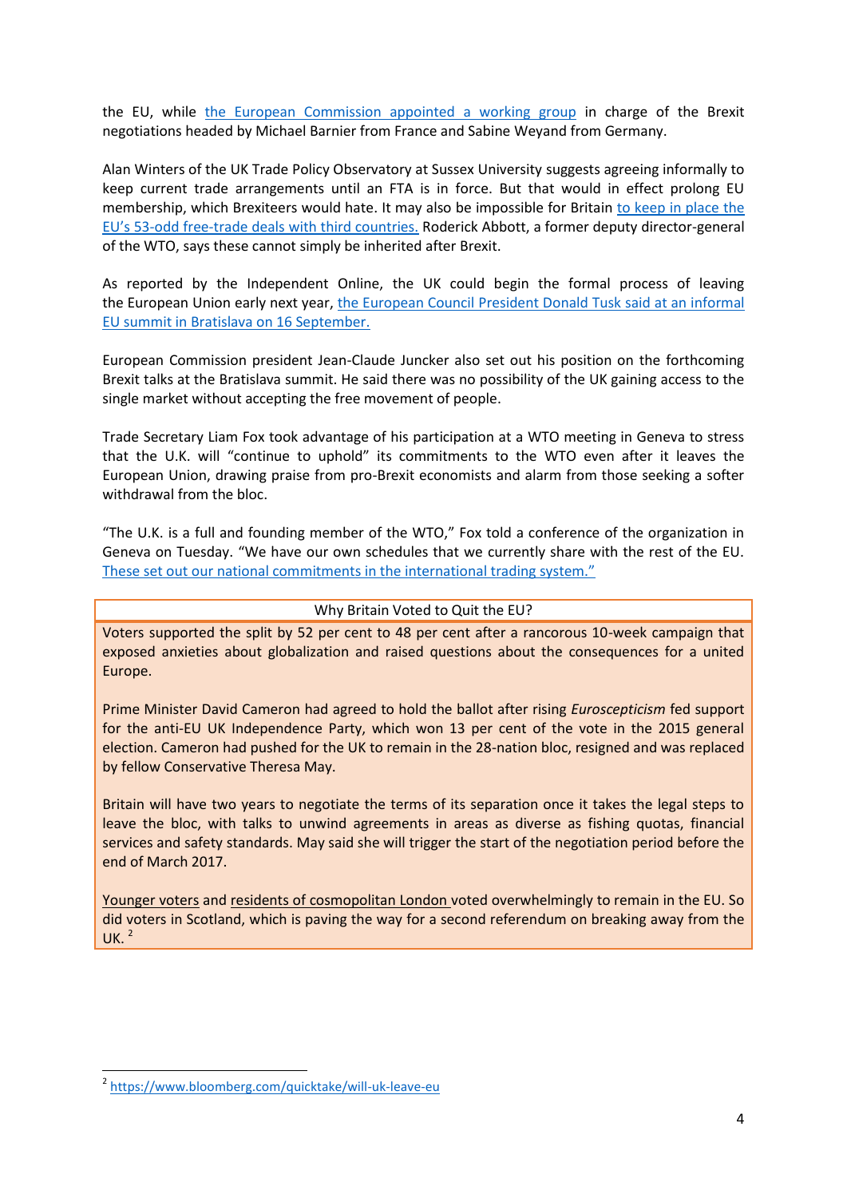the EU, while [the European Commission appointed a working group] in charge of the Brexit negotiations headed by Michael Barnier from France and Sabine Weyand from Germany.

Alan Winters of the UK Trade Policy Observatory at Sussex University suggests agreeing informally to keep current trade arrangements until an FTA is in force. But that would in effect prolong EU membership, which Brexiteers would hate. It may also be impossible for Britain to keep in place the EU's 53-odd free-trade deals with third countries. Roderick Abbott, a former deputy director-general of the WTO, says these cannot simply be inherited after Brexit.

As reported by the Independent Online, the UK could begin the formal process of leaving the European Union early next year, the European Council President Donald Tusk said at an informal EU summit in Bratislava on 16 September.

European Commission president Jean-Claude Juncker also set out his position on the forthcoming Brexit talks at the Bratislava summit. He said there was no possibility of the UK gaining access to the single market without accepting the free movement of people.

Trade Secretary Liam Fox took advantage of his participation at a WTO meeting in Geneva to stress that the U.K. will "continue to uphold" its commitments to the WTO even after it leaves the European Union, drawing praise from pro-Brexit economists and alarm from those seeking a softer withdrawal from the bloc.

"The U.K. is a full and founding member of the WTO," Fox told a conference of the organization in Geneva on Tuesday. "We have our own schedules that we currently share with the rest of the EU. These set out our national commitments in the international trading system."

| Why Britain Voted to Quit the EU? |
|---|
| Voters supported the split by 52 per cent to 48 per cent after a rancorous 10-week campaign that exposed anxieties about globalization and raised questions about the consequences for a united Europe.<br><br>Prime Minister David Cameron had agreed to hold the ballot after rising *Euroscepticism* fed support for the anti-EU UK Independence Party, which won 13 per cent of the vote in the 2015 general election. Cameron had pushed for the UK to remain in the 28-nation bloc, resigned and was replaced by fellow Conservative Theresa May.<br><br>Britain will have two years to negotiate the terms of its separation once it takes the legal steps to leave the bloc, with talks to unwind agreements in areas as diverse as fishing quotas, financial services and safety standards. May said she will trigger the start of the negotiation period before the end of March 2017.<br><br>Younger voters and residents of cosmopolitan London voted overwhelmingly to remain in the EU. So did voters in Scotland, which is paving the way for a second referendum on breaking away from the UK. [2] |

[2] https://www.bloomberg.com/quicktake/will-uk-leave-eu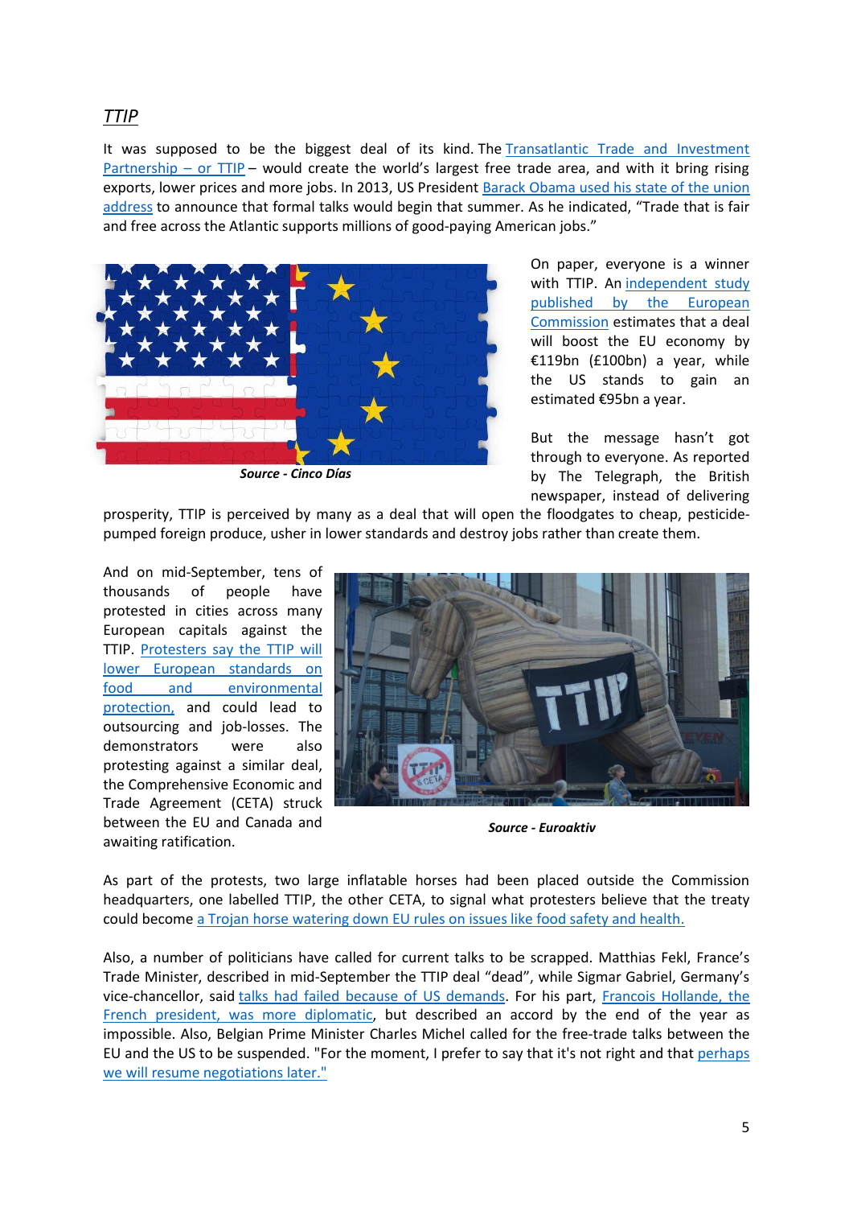## *TTIP*

It was supposed to be the biggest deal of its kind. The Transatlantic Trade and Investment Partnership – or TTIP – would create the world's largest free trade area, and with it bring rising exports, lower prices and more jobs. In 2013, US President Barack Obama used his state of the union address to announce that formal talks would begin that summer. As he indicated, "Trade that is fair and free across the Atlantic supports millions of good-paying American jobs."

***Source - Cinco Días***

On paper, everyone is a winner with TTIP. An independent study published by the European Commission estimates that a deal will boost the EU economy by €119bn (£100bn) a year, while the US stands to gain an estimated €95bn a year.

But the message hasn't got through to everyone. As reported by The Telegraph, the British newspaper, instead of delivering prosperity, TTIP is perceived by many as a deal that will open the floodgates to cheap, pesticide-pumped foreign produce, usher in lower standards and destroy jobs rather than create them.

And on mid-September, tens of thousands of people have protested in cities across many European capitals against the TTIP. Protesters say the TTIP will lower European standards on food and environmental protection, and could lead to outsourcing and job-losses. The demonstrators were also protesting against a similar deal, the Comprehensive Economic and Trade Agreement (CETA) struck between the EU and Canada and awaiting ratification.

***Source - Euroaktiv***

As part of the protests, two large inflatable horses had been placed outside the Commission headquarters, one labelled TTIP, the other CETA, to signal what protesters believe that the treaty could become a Trojan horse watering down EU rules on issues like food safety and health.

Also, a number of politicians have called for current talks to be scrapped. Matthias Fekl, France's Trade Minister, described in mid-September the TTIP deal "dead", while Sigmar Gabriel, Germany's vice-chancellor, said talks had failed because of US demands. For his part, Francois Hollande, the French president, was more diplomatic, but described an accord by the end of the year as impossible. Also, Belgian Prime Minister Charles Michel called for the free-trade talks between the EU and the US to be suspended. "For the moment, I prefer to say that it's not right and that perhaps we will resume negotiations later."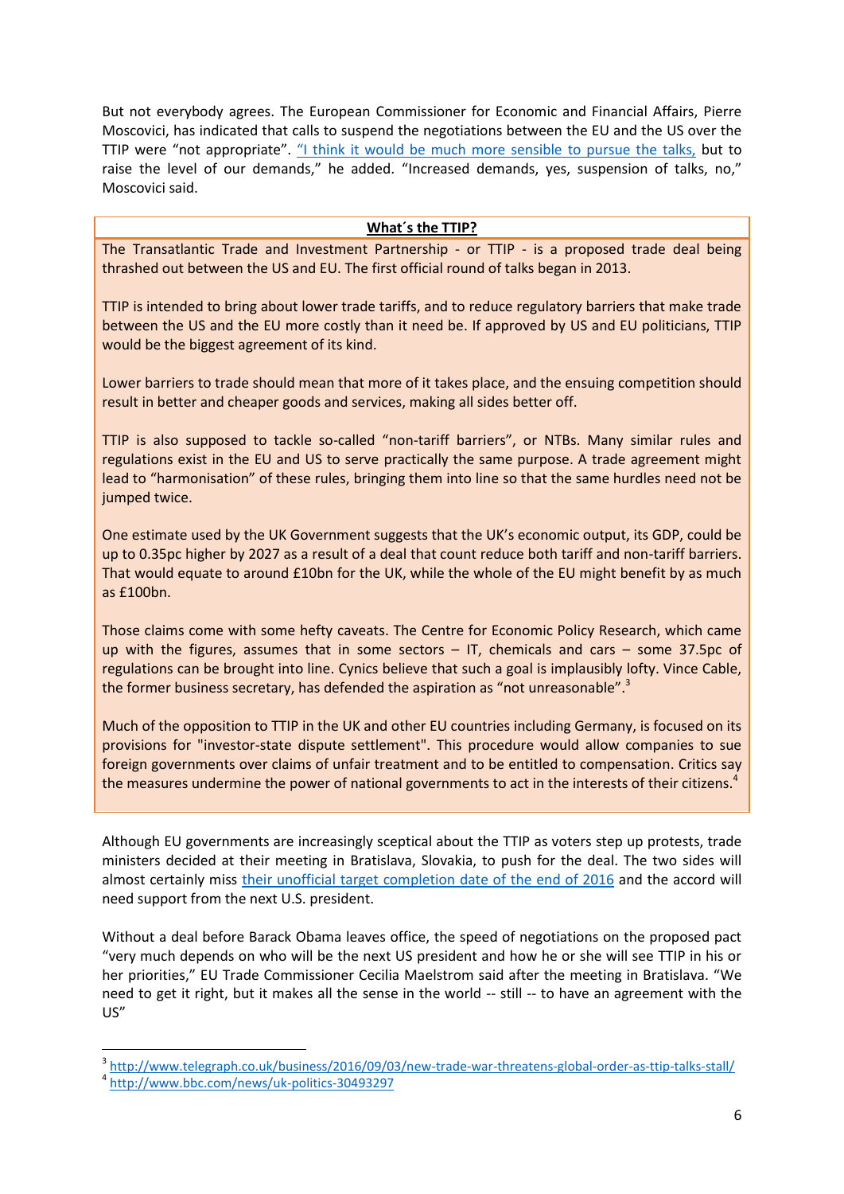But not everybody agrees. The European Commissioner for Economic and Financial Affairs, Pierre Moscovici, has indicated that calls to suspend the negotiations between the EU and the US over the TTIP were "not appropriate". "I think it would be much more sensible to pursue the talks, but to raise the level of our demands," he added. "Increased demands, yes, suspension of talks, no," Moscovici said.

**What´s the TTIP?**

The Transatlantic Trade and Investment Partnership - or TTIP - is a proposed trade deal being thrashed out between the US and EU. The first official round of talks began in 2013.

TTIP is intended to bring about lower trade tariffs, and to reduce regulatory barriers that make trade between the US and the EU more costly than it need be. If approved by US and EU politicians, TTIP would be the biggest agreement of its kind.

Lower barriers to trade should mean that more of it takes place, and the ensuing competition should result in better and cheaper goods and services, making all sides better off.

TTIP is also supposed to tackle so-called "non-tariff barriers", or NTBs. Many similar rules and regulations exist in the EU and US to serve practically the same purpose. A trade agreement might lead to "harmonisation" of these rules, bringing them into line so that the same hurdles need not be jumped twice.

One estimate used by the UK Government suggests that the UK's economic output, its GDP, could be up to 0.35pc higher by 2027 as a result of a deal that count reduce both tariff and non-tariff barriers. That would equate to around £10bn for the UK, while the whole of the EU might benefit by as much as £100bn.

Those claims come with some hefty caveats. The Centre for Economic Policy Research, which came up with the figures, assumes that in some sectors – IT, chemicals and cars – some 37.5pc of regulations can be brought into line. Cynics believe that such a goal is implausibly lofty. Vince Cable, the former business secretary, has defended the aspiration as "not unreasonable".[3]

Much of the opposition to TTIP in the UK and other EU countries including Germany, is focused on its provisions for "investor-state dispute settlement". This procedure would allow companies to sue foreign governments over claims of unfair treatment and to be entitled to compensation. Critics say the measures undermine the power of national governments to act in the interests of their citizens.[4]

Although EU governments are increasingly sceptical about the TTIP as voters step up protests, trade ministers decided at their meeting in Bratislava, Slovakia, to push for the deal. The two sides will almost certainly miss their unofficial target completion date of the end of 2016 and the accord will need support from the next U.S. president.

Without a deal before Barack Obama leaves office, the speed of negotiations on the proposed pact "very much depends on who will be the next US president and how he or she will see TTIP in his or her priorities," EU Trade Commissioner Cecilia Maelstrom said after the meeting in Bratislava. "We need to get it right, but it makes all the sense in the world -- still -- to have an agreement with the US"

[3] http://www.telegraph.co.uk/business/2016/09/03/new-trade-war-threatens-global-order-as-ttip-talks-stall/

[4] http://www.bbc.com/news/uk-politics-30493297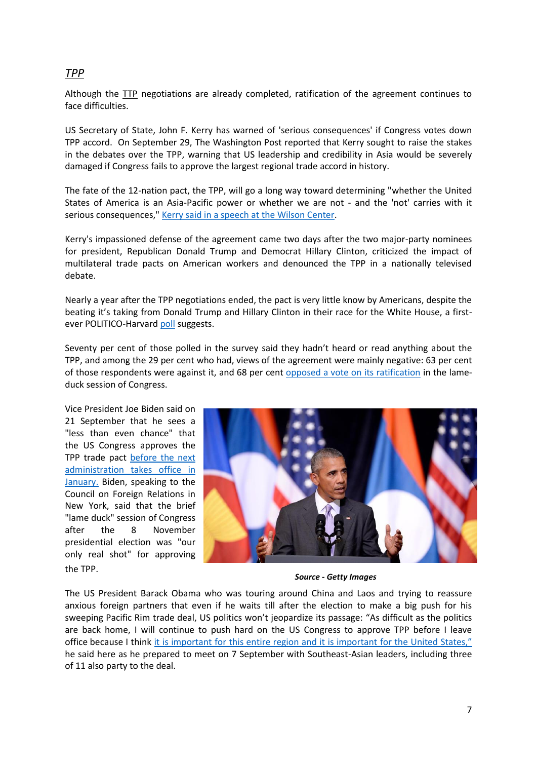## *TPP*

Although the TTP negotiations are already completed, ratification of the agreement continues to face difficulties.

US Secretary of State, John F. Kerry has warned of 'serious consequences' if Congress votes down TPP accord. On September 29, The Washington Post reported that Kerry sought to raise the stakes in the debates over the TPP, warning that US leadership and credibility in Asia would be severely damaged if Congress fails to approve the largest regional trade accord in history.

The fate of the 12-nation pact, the TPP, will go a long way toward determining "whether the United States of America is an Asia-Pacific power or whether we are not - and the 'not' carries with it serious consequences," Kerry said in a speech at the Wilson Center.

Kerry's impassioned defense of the agreement came two days after the two major-party nominees for president, Republican Donald Trump and Democrat Hillary Clinton, criticized the impact of multilateral trade pacts on American workers and denounced the TPP in a nationally televised debate.

Nearly a year after the TPP negotiations ended, the pact is very little know by Americans, despite the beating it's taking from Donald Trump and Hillary Clinton in their race for the White House, a first-ever POLITICO-Harvard poll suggests.

Seventy per cent of those polled in the survey said they hadn't heard or read anything about the TPP, and among the 29 per cent who had, views of the agreement were mainly negative: 63 per cent of those respondents were against it, and 68 per cent opposed a vote on its ratification in the lame-duck session of Congress.

Vice President Joe Biden said on 21 September that he sees a "less than even chance" that the US Congress approves the TPP trade pact before the next administration takes office in January. Biden, speaking to the Council on Foreign Relations in New York, said that the brief "lame duck" session of Congress after the 8 November presidential election was "our only real shot" for approving the TPP.

***Source - Getty Images***

The US President Barack Obama who was touring around China and Laos and trying to reassure anxious foreign partners that even if he waits till after the election to make a big push for his sweeping Pacific Rim trade deal, US politics won't jeopardize its passage: "As difficult as the politics are back home, I will continue to push hard on the US Congress to approve TPP before I leave office because I think it is important for this entire region and it is important for the United States," he said here as he prepared to meet on 7 September with Southeast-Asian leaders, including three of 11 also party to the deal.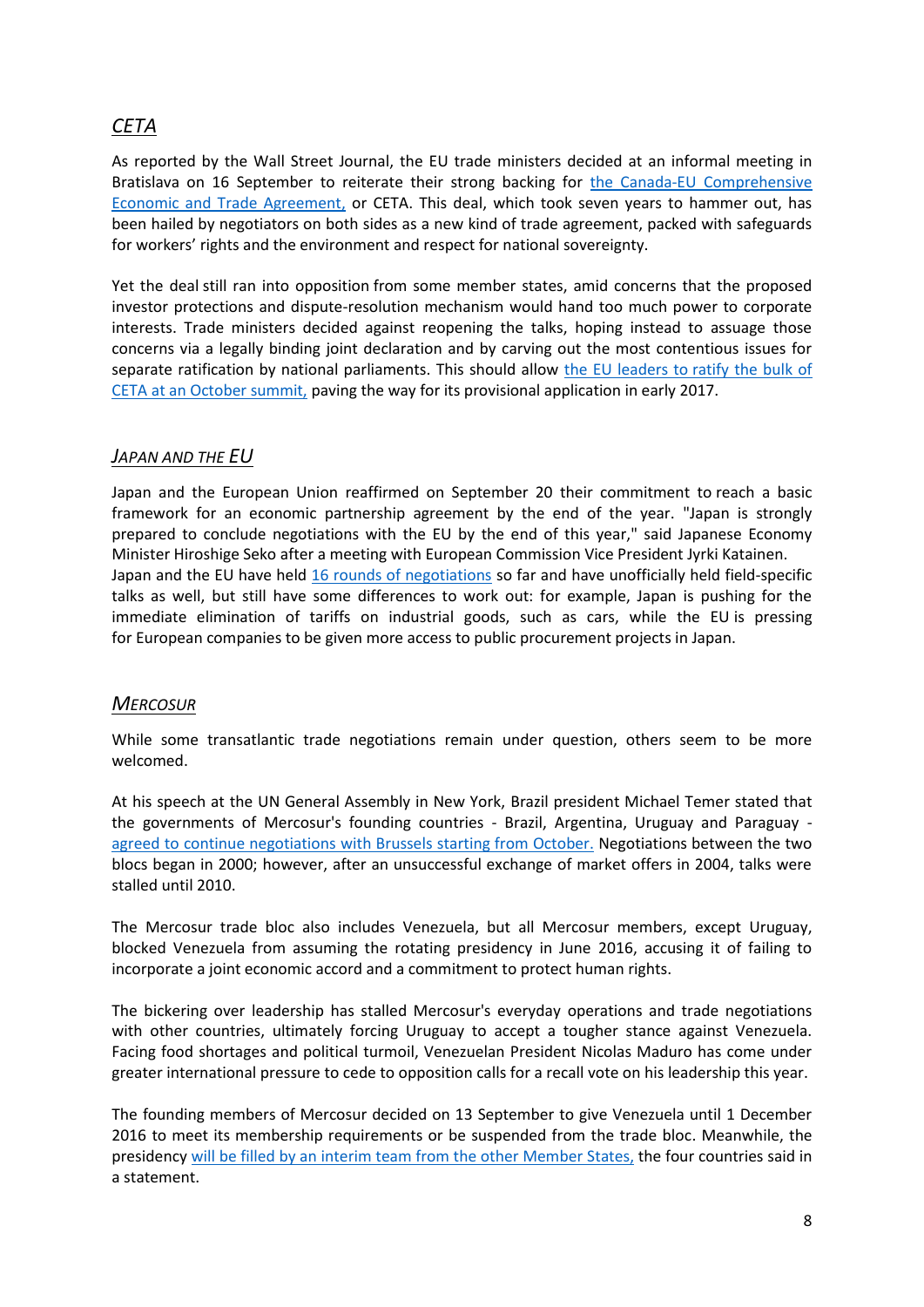## *CETA*

As reported by the Wall Street Journal, the EU trade ministers decided at an informal meeting in Bratislava on 16 September to reiterate their strong backing for the Canada-EU Comprehensive Economic and Trade Agreement, or CETA. This deal, which took seven years to hammer out, has been hailed by negotiators on both sides as a new kind of trade agreement, packed with safeguards for workers' rights and the environment and respect for national sovereignty.

Yet the deal still ran into opposition from some member states, amid concerns that the proposed investor protections and dispute-resolution mechanism would hand too much power to corporate interests. Trade ministers decided against reopening the talks, hoping instead to assuage those concerns via a legally binding joint declaration and by carving out the most contentious issues for separate ratification by national parliaments. This should allow the EU leaders to ratify the bulk of CETA at an October summit, paving the way for its provisional application in early 2017.

## *JAPAN AND THE EU*

Japan and the European Union reaffirmed on September 20 their commitment to reach a basic framework for an economic partnership agreement by the end of the year. "Japan is strongly prepared to conclude negotiations with the EU by the end of this year," said Japanese Economy Minister Hiroshige Seko after a meeting with European Commission Vice President Jyrki Katainen.
Japan and the EU have held 16 rounds of negotiations so far and have unofficially held field-specific talks as well, but still have some differences to work out: for example, Japan is pushing for the immediate elimination of tariffs on industrial goods, such as cars, while the EU is pressing for European companies to be given more access to public procurement projects in Japan.

## *MERCOSUR*

While some transatlantic trade negotiations remain under question, others seem to be more welcomed.

At his speech at the UN General Assembly in New York, Brazil president Michael Temer stated that the governments of Mercosur's founding countries - Brazil, Argentina, Uruguay and Paraguay - agreed to continue negotiations with Brussels starting from October. Negotiations between the two blocs began in 2000; however, after an unsuccessful exchange of market offers in 2004, talks were stalled until 2010.

The Mercosur trade bloc also includes Venezuela, but all Mercosur members, except Uruguay, blocked Venezuela from assuming the rotating presidency in June 2016, accusing it of failing to incorporate a joint economic accord and a commitment to protect human rights.

The bickering over leadership has stalled Mercosur's everyday operations and trade negotiations with other countries, ultimately forcing Uruguay to accept a tougher stance against Venezuela. Facing food shortages and political turmoil, Venezuelan President Nicolas Maduro has come under greater international pressure to cede to opposition calls for a recall vote on his leadership this year.

The founding members of Mercosur decided on 13 September to give Venezuela until 1 December 2016 to meet its membership requirements or be suspended from the trade bloc. Meanwhile, the presidency will be filled by an interim team from the other Member States, the four countries said in a statement.